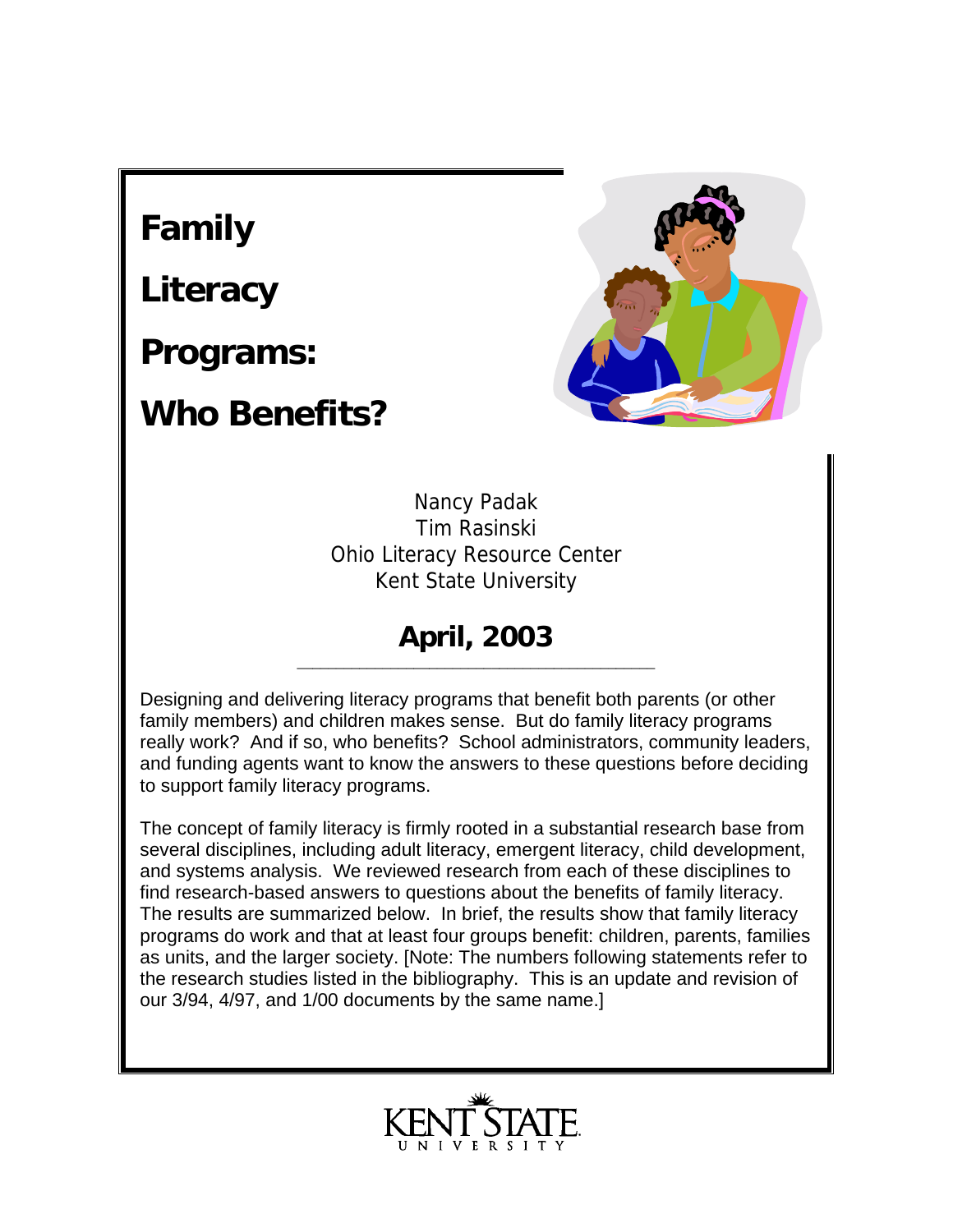# Family Literacy Programs: Who Benefits?

Nancy Padak
Tim Rasinski
Ohio Literacy Resource Center
Kent State University

## April, 2003

Designing and delivering literacy programs that benefit both parents (or other family members) and children makes sense. But do family literacy programs really work? And if so, who benefits? School administrators, community leaders, and funding agents want to know the answers to these questions before deciding to support family literacy programs.

The concept of family literacy is firmly rooted in a substantial research base from several disciplines, including adult literacy, emergent literacy, child development, and systems analysis. We reviewed research from each of these disciplines to find research-based answers to questions about the benefits of family literacy. The results are summarized below. In brief, the results show that family literacy programs do work and that at least four groups benefit: children, parents, families as units, and the larger society. [Note: The numbers following statements refer to the research studies listed in the bibliography. This is an update and revision of our 3/94, 4/97, and 1/00 documents by the same name.]

KENT STATE UNIVERSITY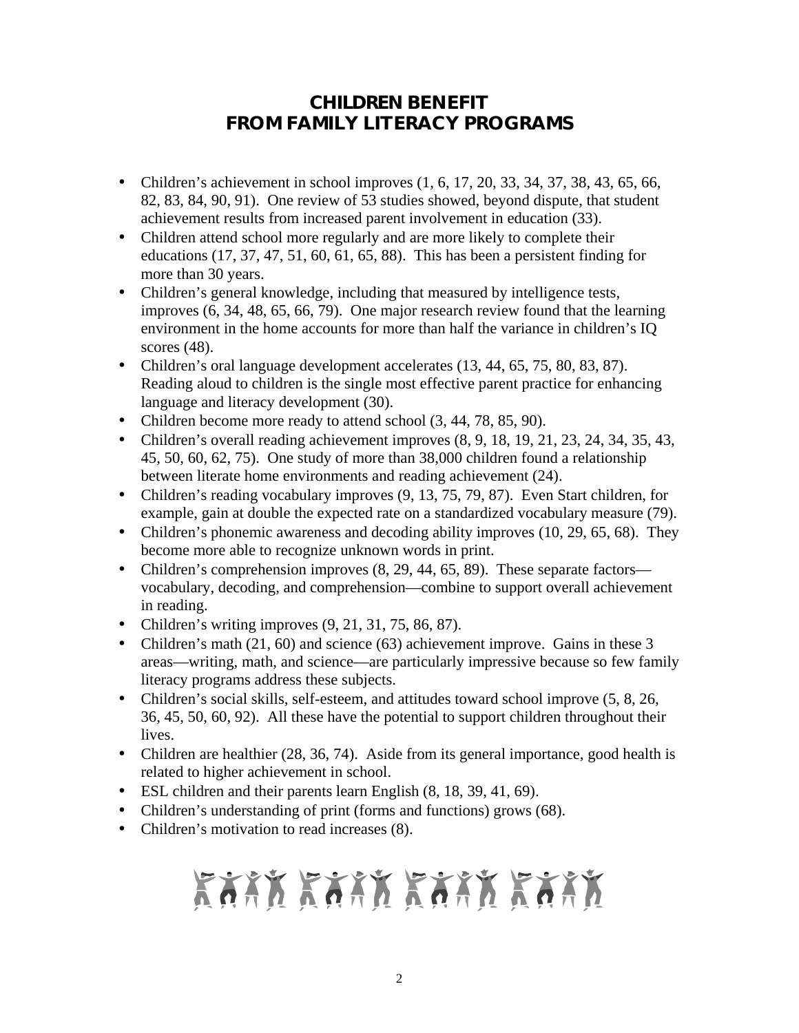# CHILDREN BENEFIT FROM FAMILY LITERACY PROGRAMS

- Children's achievement in school improves (1, 6, 17, 20, 33, 34, 37, 38, 43, 65, 66, 82, 83, 84, 90, 91). One review of 53 studies showed, beyond dispute, that student achievement results from increased parent involvement in education (33).
- Children attend school more regularly and are more likely to complete their educations (17, 37, 47, 51, 60, 61, 65, 88). This has been a persistent finding for more than 30 years.
- Children's general knowledge, including that measured by intelligence tests, improves (6, 34, 48, 65, 66, 79). One major research review found that the learning environment in the home accounts for more than half the variance in children's IQ scores (48).
- Children's oral language development accelerates (13, 44, 65, 75, 80, 83, 87). Reading aloud to children is the single most effective parent practice for enhancing language and literacy development (30).
- Children become more ready to attend school (3, 44, 78, 85, 90).
- Children's overall reading achievement improves (8, 9, 18, 19, 21, 23, 24, 34, 35, 43, 45, 50, 60, 62, 75). One study of more than 38,000 children found a relationship between literate home environments and reading achievement (24).
- Children's reading vocabulary improves (9, 13, 75, 79, 87). Even Start children, for example, gain at double the expected rate on a standardized vocabulary measure (79).
- Children's phonemic awareness and decoding ability improves (10, 29, 65, 68). They become more able to recognize unknown words in print.
- Children's comprehension improves (8, 29, 44, 65, 89). These separate factors—vocabulary, decoding, and comprehension—combine to support overall achievement in reading.
- Children's writing improves (9, 21, 31, 75, 86, 87).
- Children's math (21, 60) and science (63) achievement improve. Gains in these 3 areas—writing, math, and science—are particularly impressive because so few family literacy programs address these subjects.
- Children's social skills, self-esteem, and attitudes toward school improve (5, 8, 26, 36, 45, 50, 60, 92). All these have the potential to support children throughout their lives.
- Children are healthier (28, 36, 74). Aside from its general importance, good health is related to higher achievement in school.
- ESL children and their parents learn English (8, 18, 39, 41, 69).
- Children's understanding of print (forms and functions) grows (68).
- Children's motivation to read increases (8).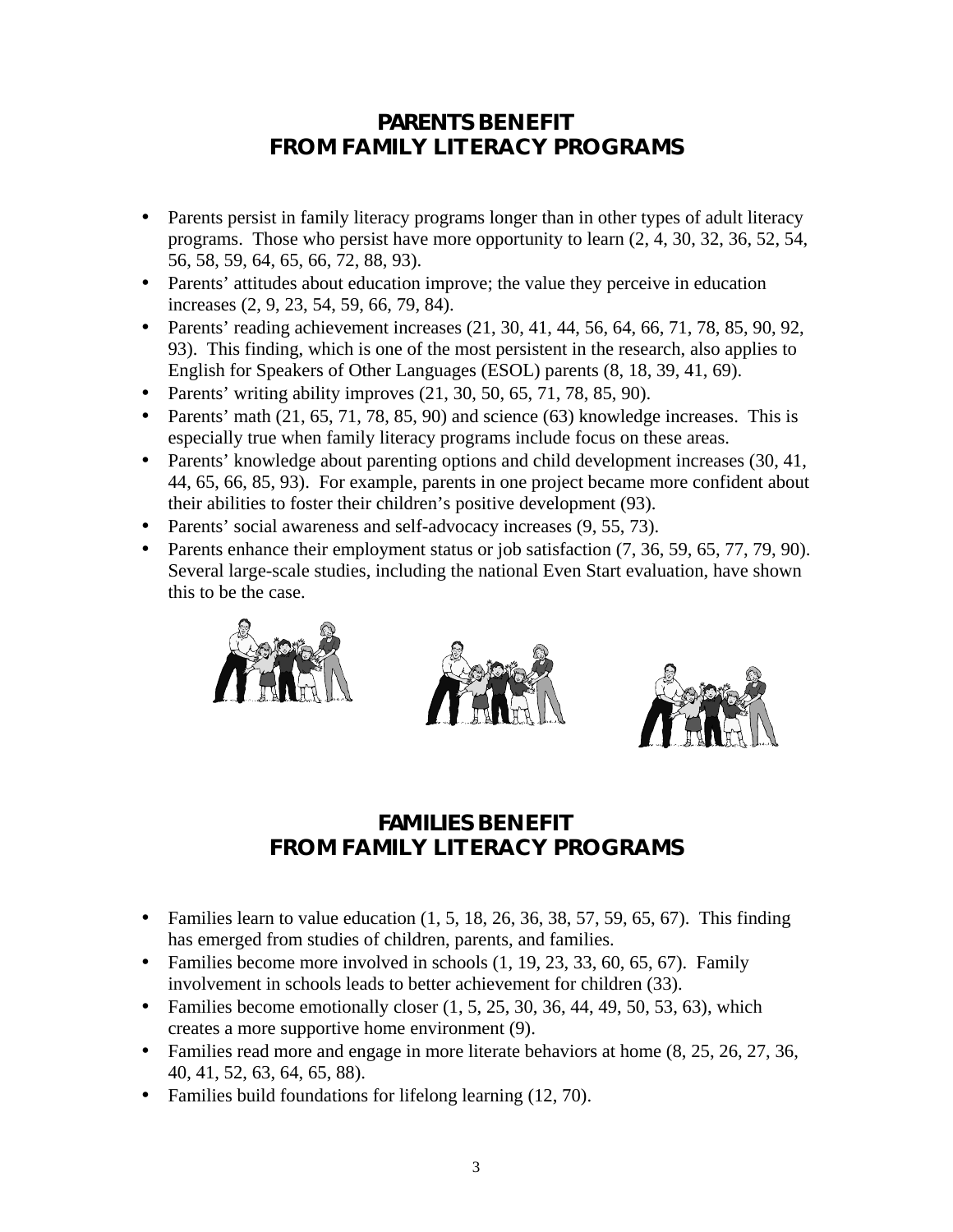## PARENTS BENEFIT FROM FAMILY LITERACY PROGRAMS

- Parents persist in family literacy programs longer than in other types of adult literacy programs. Those who persist have more opportunity to learn (2, 4, 30, 32, 36, 52, 54, 56, 58, 59, 64, 65, 66, 72, 88, 93).
- Parents' attitudes about education improve; the value they perceive in education increases (2, 9, 23, 54, 59, 66, 79, 84).
- Parents' reading achievement increases (21, 30, 41, 44, 56, 64, 66, 71, 78, 85, 90, 92, 93). This finding, which is one of the most persistent in the research, also applies to English for Speakers of Other Languages (ESOL) parents (8, 18, 39, 41, 69).
- Parents' writing ability improves (21, 30, 50, 65, 71, 78, 85, 90).
- Parents' math (21, 65, 71, 78, 85, 90) and science (63) knowledge increases. This is especially true when family literacy programs include focus on these areas.
- Parents' knowledge about parenting options and child development increases (30, 41, 44, 65, 66, 85, 93). For example, parents in one project became more confident about their abilities to foster their children's positive development (93).
- Parents' social awareness and self-advocacy increases (9, 55, 73).
- Parents enhance their employment status or job satisfaction (7, 36, 59, 65, 77, 79, 90). Several large-scale studies, including the national Even Start evaluation, have shown this to be the case.

## FAMILIES BENEFIT FROM FAMILY LITERACY PROGRAMS

- Families learn to value education (1, 5, 18, 26, 36, 38, 57, 59, 65, 67). This finding has emerged from studies of children, parents, and families.
- Families become more involved in schools (1, 19, 23, 33, 60, 65, 67). Family involvement in schools leads to better achievement for children (33).
- Families become emotionally closer (1, 5, 25, 30, 36, 44, 49, 50, 53, 63), which creates a more supportive home environment (9).
- Families read more and engage in more literate behaviors at home (8, 25, 26, 27, 36, 40, 41, 52, 63, 64, 65, 88).
- Families build foundations for lifelong learning (12, 70).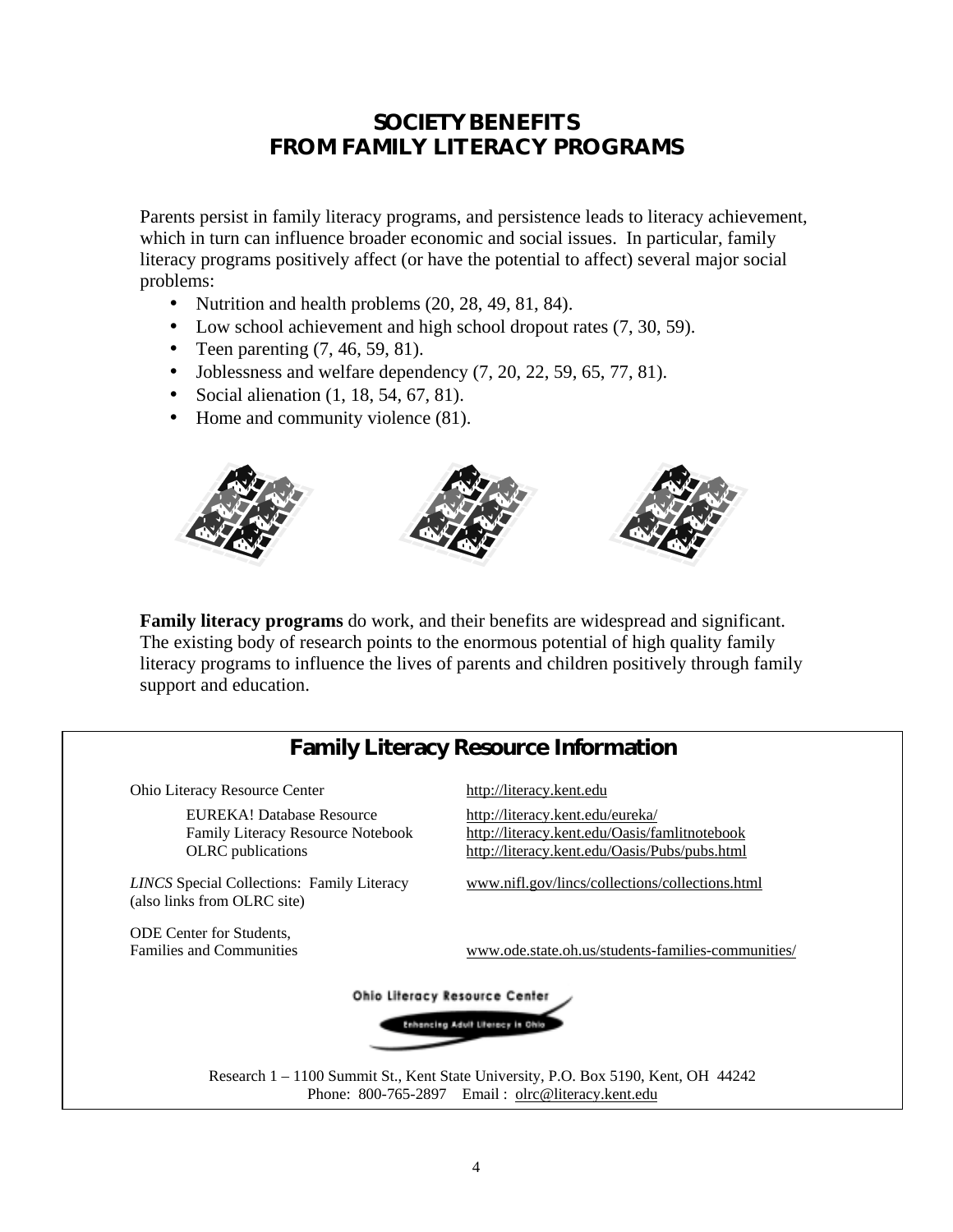## SOCIETY BENEFITS FROM FAMILY LITERACY PROGRAMS

Parents persist in family literacy programs, and persistence leads to literacy achievement, which in turn can influence broader economic and social issues. In particular, family literacy programs positively affect (or have the potential to affect) several major social problems:

- Nutrition and health problems (20, 28, 49, 81, 84).
- Low school achievement and high school dropout rates (7, 30, 59).
- Teen parenting (7, 46, 59, 81).
- Joblessness and welfare dependency (7, 20, 22, 59, 65, 77, 81).
- Social alienation (1, 18, 54, 67, 81).
- Home and community violence (81).

**Family literacy programs** do work, and their benefits are widespread and significant. The existing body of research points to the enormous potential of high quality family literacy programs to influence the lives of parents and children positively through family support and education.

### Family Literacy Resource Information

| | |
|---|---|
| Ohio Literacy Resource Center | http://literacy.kent.edu |
| EUREKA! Database Resource | http://literacy.kent.edu/eureka/ |
| Family Literacy Resource Notebook | http://literacy.kent.edu/Oasis/famlitnotebook |
| OLRC publications | http://literacy.kent.edu/Oasis/Pubs/pubs.html |
| *LINCS* Special Collections: Family Literacy (also links from OLRC site) | www.nifl.gov/lincs/collections/collections.html |
| ODE Center for Students, Families and Communities | www.ode.state.oh.us/students-families-communities/ |

Ohio Literacy Resource Center
Enhancing Adult Literacy in Ohio

Research 1 – 1100 Summit St., Kent State University, P.O. Box 5190, Kent, OH 44242
Phone: 800-765-2897 Email : olrc@literacy.kent.edu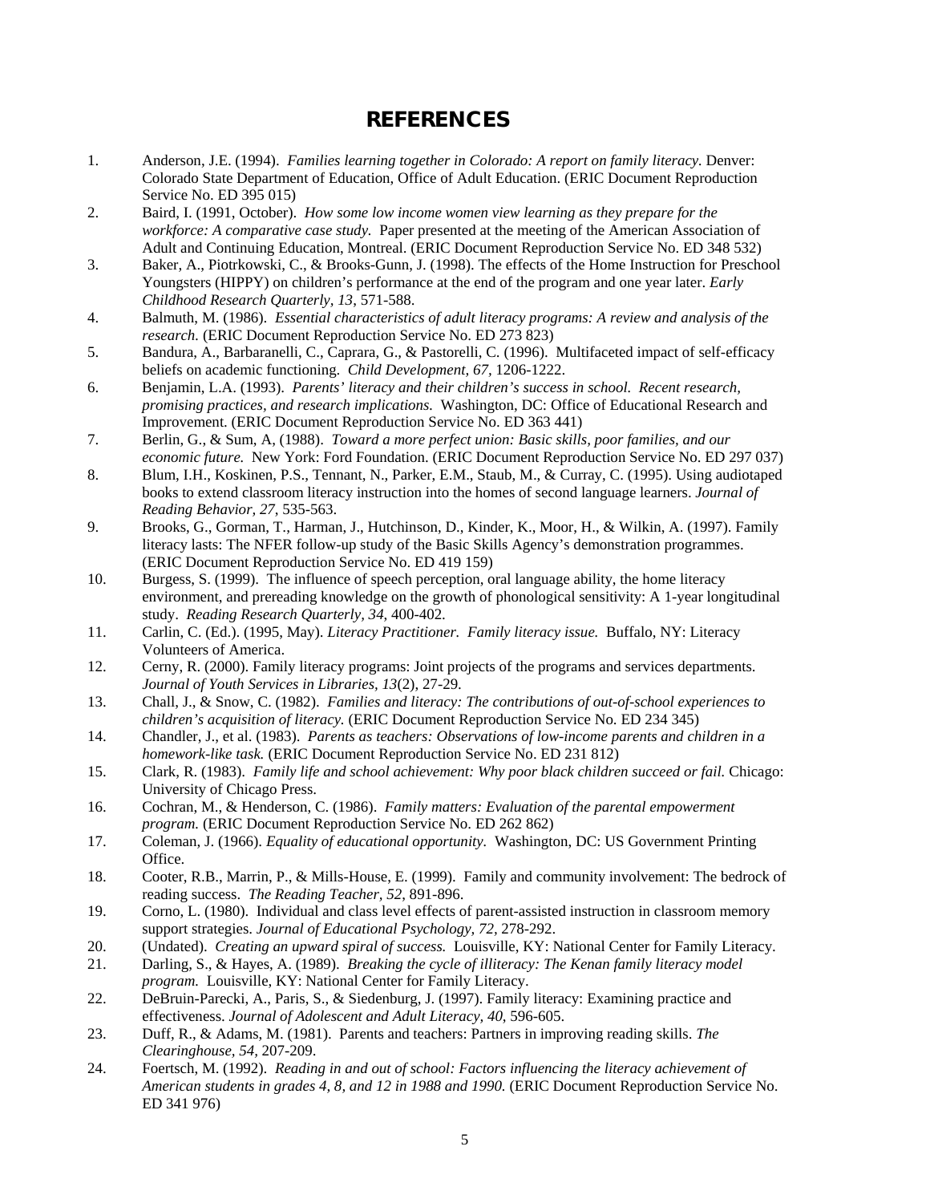# REFERENCES

1. Anderson, J.E. (1994). *Families learning together in Colorado: A report on family literacy.* Denver: Colorado State Department of Education, Office of Adult Education. (ERIC Document Reproduction Service No. ED 395 015)
2. Baird, I. (1991, October). *How some low income women view learning as they prepare for the workforce: A comparative case study.* Paper presented at the meeting of the American Association of Adult and Continuing Education, Montreal. (ERIC Document Reproduction Service No. ED 348 532)
3. Baker, A., Piotrkowski, C., & Brooks-Gunn, J. (1998). The effects of the Home Instruction for Preschool Youngsters (HIPPY) on children's performance at the end of the program and one year later. *Early Childhood Research Quarterly, 13*, 571-588.
4. Balmuth, M. (1986). *Essential characteristics of adult literacy programs: A review and analysis of the research.* (ERIC Document Reproduction Service No. ED 273 823)
5. Bandura, A., Barbaranelli, C., Caprara, G., & Pastorelli, C. (1996). Multifaceted impact of self-efficacy beliefs on academic functioning. *Child Development, 67*, 1206-1222.
6. Benjamin, L.A. (1993). *Parents' literacy and their children's success in school. Recent research, promising practices, and research implications.* Washington, DC: Office of Educational Research and Improvement. (ERIC Document Reproduction Service No. ED 363 441)
7. Berlin, G., & Sum, A, (1988). *Toward a more perfect union: Basic skills, poor families, and our economic future.* New York: Ford Foundation. (ERIC Document Reproduction Service No. ED 297 037)
8. Blum, I.H., Koskinen, P.S., Tennant, N., Parker, E.M., Staub, M., & Curray, C. (1995). Using audiotaped books to extend classroom literacy instruction into the homes of second language learners. *Journal of Reading Behavior, 27*, 535-563.
9. Brooks, G., Gorman, T., Harman, J., Hutchinson, D., Kinder, K., Moor, H., & Wilkin, A. (1997). Family literacy lasts: The NFER follow-up study of the Basic Skills Agency's demonstration programmes. (ERIC Document Reproduction Service No. ED 419 159)
10. Burgess, S. (1999). The influence of speech perception, oral language ability, the home literacy environment, and prereading knowledge on the growth of phonological sensitivity: A 1-year longitudinal study. *Reading Research Quarterly, 34*, 400-402.
11. Carlin, C. (Ed.). (1995, May). *Literacy Practitioner. Family literacy issue.* Buffalo, NY: Literacy Volunteers of America.
12. Cerny, R. (2000). Family literacy programs: Joint projects of the programs and services departments. *Journal of Youth Services in Libraries, 13*(2), 27-29.
13. Chall, J., & Snow, C. (1982). *Families and literacy: The contributions of out-of-school experiences to children's acquisition of literacy.* (ERIC Document Reproduction Service No. ED 234 345)
14. Chandler, J., et al. (1983). *Parents as teachers: Observations of low-income parents and children in a homework-like task.* (ERIC Document Reproduction Service No. ED 231 812)
15. Clark, R. (1983). *Family life and school achievement: Why poor black children succeed or fail.* Chicago: University of Chicago Press.
16. Cochran, M., & Henderson, C. (1986). *Family matters: Evaluation of the parental empowerment program.* (ERIC Document Reproduction Service No. ED 262 862)
17. Coleman, J. (1966). *Equality of educational opportunity.* Washington, DC: US Government Printing Office.
18. Cooter, R.B., Marrin, P., & Mills-House, E. (1999). Family and community involvement: The bedrock of reading success. *The Reading Teacher, 52*, 891-896.
19. Corno, L. (1980). Individual and class level effects of parent-assisted instruction in classroom memory support strategies. *Journal of Educational Psychology, 72*, 278-292.
20. (Undated). *Creating an upward spiral of success.* Louisville, KY: National Center for Family Literacy.
21. Darling, S., & Hayes, A. (1989). *Breaking the cycle of illiteracy: The Kenan family literacy model program.* Louisville, KY: National Center for Family Literacy.
22. DeBruin-Parecki, A., Paris, S., & Siedenburg, J. (1997). Family literacy: Examining practice and effectiveness. *Journal of Adolescent and Adult Literacy, 40*, 596-605.
23. Duff, R., & Adams, M. (1981). Parents and teachers: Partners in improving reading skills. *The Clearinghouse, 54*, 207-209.
24. Foertsch, M. (1992). *Reading in and out of school: Factors influencing the literacy achievement of American students in grades 4, 8, and 12 in 1988 and 1990.* (ERIC Document Reproduction Service No. ED 341 976)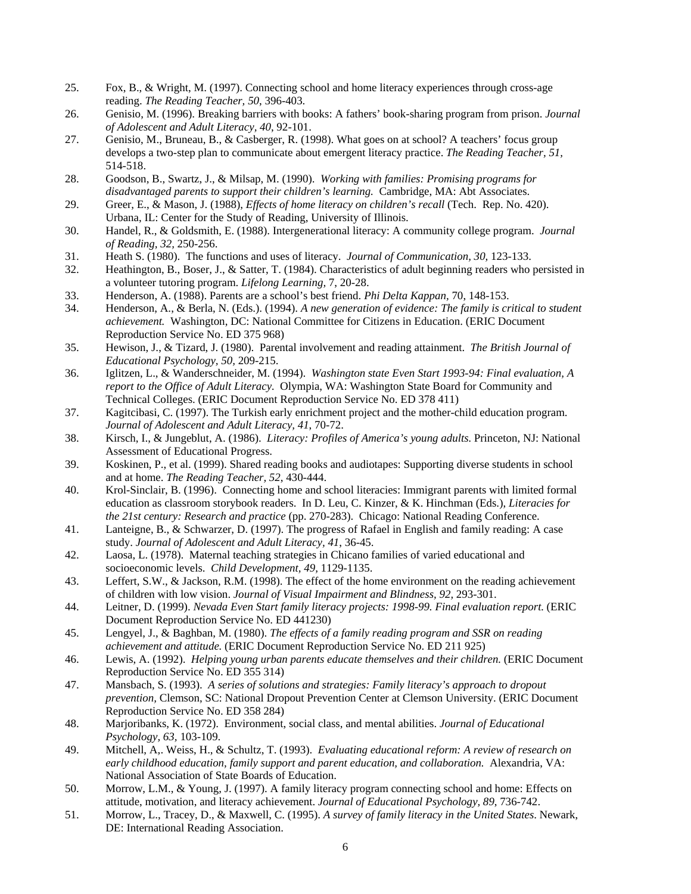25. Fox, B., & Wright, M. (1997). Connecting school and home literacy experiences through cross-age reading. *The Reading Teacher, 50*, 396-403.
26. Genisio, M. (1996). Breaking barriers with books: A fathers' book-sharing program from prison. *Journal of Adolescent and Adult Literacy, 40*, 92-101.
27. Genisio, M., Bruneau, B., & Casberger, R. (1998). What goes on at school? A teachers' focus group develops a two-step plan to communicate about emergent literacy practice. *The Reading Teacher, 51*, 514-518.
28. Goodson, B., Swartz, J., & Milsap, M. (1990). *Working with families: Promising programs for disadvantaged parents to support their children's learning.* Cambridge, MA: Abt Associates.
29. Greer, E., & Mason, J. (1988), *Effects of home literacy on children's recall* (Tech. Rep. No. 420). Urbana, IL: Center for the Study of Reading, University of Illinois.
30. Handel, R., & Goldsmith, E. (1988). Intergenerational literacy: A community college program. *Journal of Reading, 32,* 250-256.
31. Heath S. (1980). The functions and uses of literacy. *Journal of Communication, 30,* 123-133.
32. Heathington, B., Boser, J., & Satter, T. (1984). Characteristics of adult beginning readers who persisted in a volunteer tutoring program. *Lifelong Learning,* 7, 20-28.
33. Henderson, A. (1988). Parents are a school's best friend. *Phi Delta Kappan,* 70, 148-153.
34. Henderson, A., & Berla, N. (Eds.). (1994). *A new generation of evidence: The family is critical to student achievement.* Washington, DC: National Committee for Citizens in Education. (ERIC Document Reproduction Service No. ED 375 968)
35. Hewison, J., & Tizard, J. (1980). Parental involvement and reading attainment. *The British Journal of Educational Psychology, 50,* 209-215.
36. Iglitzen, L., & Wanderschneider, M. (1994). *Washington state Even Start 1993-94: Final evaluation, A report to the Office of Adult Literacy.* Olympia, WA: Washington State Board for Community and Technical Colleges. (ERIC Document Reproduction Service No. ED 378 411)
37. Kagitcibasi, C. (1997). The Turkish early enrichment project and the mother-child education program. *Journal of Adolescent and Adult Literacy, 41,* 70-72.
38. Kirsch, I., & Jungeblut, A. (1986). *Literacy: Profiles of America's young adults.* Princeton, NJ: National Assessment of Educational Progress.
39. Koskinen, P., et al. (1999). Shared reading books and audiotapes: Supporting diverse students in school and at home. *The Reading Teacher, 52*, 430-444.
40. Krol-Sinclair, B. (1996). Connecting home and school literacies: Immigrant parents with limited formal education as classroom storybook readers. In D. Leu, C. Kinzer, & K. Hinchman (Eds.), *Literacies for the 21st century: Research and practice* (pp. 270-283). Chicago: National Reading Conference.
41. Lanteigne, B., & Schwarzer, D. (1997). The progress of Rafael in English and family reading: A case study. *Journal of Adolescent and Adult Literacy, 41,* 36-45.
42. Laosa, L. (1978). Maternal teaching strategies in Chicano families of varied educational and socioeconomic levels. *Child Development, 49,* 1129-1135.
43. Leffert, S.W., & Jackson, R.M. (1998). The effect of the home environment on the reading achievement of children with low vision. *Journal of Visual Impairment and Blindness, 92,* 293-301.
44. Leitner, D. (1999). *Nevada Even Start family literacy projects: 1998-99. Final evaluation report.* (ERIC Document Reproduction Service No. ED 441230)
45. Lengyel, J., & Baghban, M. (1980). *The effects of a family reading program and SSR on reading achievement and attitude.* (ERIC Document Reproduction Service No. ED 211 925)
46. Lewis, A. (1992). *Helping young urban parents educate themselves and their children.* (ERIC Document Reproduction Service No. ED 355 314)
47. Mansbach, S. (1993). *A series of solutions and strategies: Family literacy's approach to dropout prevention,* Clemson, SC: National Dropout Prevention Center at Clemson University. (ERIC Document Reproduction Service No. ED 358 284)
48. Marjoribanks, K. (1972). Environment, social class, and mental abilities. *Journal of Educational Psychology, 63,* 103-109.
49. Mitchell, A,. Weiss, H., & Schultz, T. (1993). *Evaluating educational reform: A review of research on early childhood education, family support and parent education, and collaboration.* Alexandria, VA: National Association of State Boards of Education.
50. Morrow, L.M., & Young, J. (1997). A family literacy program connecting school and home: Effects on attitude, motivation, and literacy achievement. *Journal of Educational Psychology, 89*, 736-742.
51. Morrow, L., Tracey, D., & Maxwell, C. (1995). *A survey of family literacy in the United States*. Newark, DE: International Reading Association.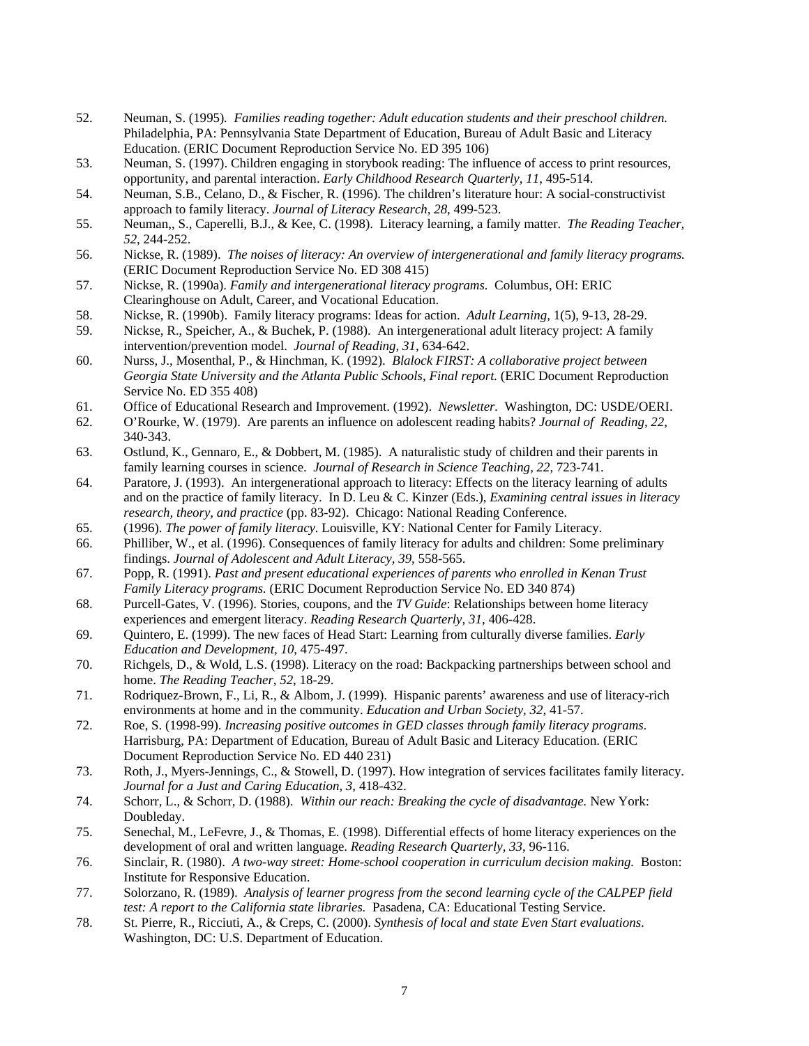52. Neuman, S. (1995). *Families reading together: Adult education students and their preschool children.* Philadelphia, PA: Pennsylvania State Department of Education, Bureau of Adult Basic and Literacy Education. (ERIC Document Reproduction Service No. ED 395 106)
53. Neuman, S. (1997). Children engaging in storybook reading: The influence of access to print resources, opportunity, and parental interaction. *Early Childhood Research Quarterly, 11*, 495-514.
54. Neuman, S.B., Celano, D., & Fischer, R. (1996). The children's literature hour: A social-constructivist approach to family literacy. *Journal of Literacy Research, 28*, 499-523.
55. Neuman,, S., Caperelli, B.J., & Kee, C. (1998). Literacy learning, a family matter. *The Reading Teacher, 52*, 244-252.
56. Nickse, R. (1989). *The noises of literacy: An overview of intergenerational and family literacy programs.* (ERIC Document Reproduction Service No. ED 308 415)
57. Nickse, R. (1990a). *Family and intergenerational literacy programs.* Columbus, OH: ERIC Clearinghouse on Adult, Career, and Vocational Education.
58. Nickse, R. (1990b). Family literacy programs: Ideas for action. *Adult Learning,* 1(5), 9-13, 28-29.
59. Nickse, R., Speicher, A., & Buchek, P. (1988). An intergenerational adult literacy project: A family intervention/prevention model. *Journal of Reading, 31*, 634-642.
60. Nurss, J., Mosenthal, P., & Hinchman, K. (1992). *Blalock FIRST: A collaborative project between Georgia State University and the Atlanta Public Schools, Final report.* (ERIC Document Reproduction Service No. ED 355 408)
61. Office of Educational Research and Improvement. (1992). *Newsletter.* Washington, DC: USDE/OERI.
62. O'Rourke, W. (1979). Are parents an influence on adolescent reading habits? *Journal of Reading, 22,* 340-343.
63. Ostlund, K., Gennaro, E., & Dobbert, M. (1985). A naturalistic study of children and their parents in family learning courses in science. *Journal of Research in Science Teaching, 22,* 723-741.
64. Paratore, J. (1993). An intergenerational approach to literacy: Effects on the literacy learning of adults and on the practice of family literacy. In D. Leu & C. Kinzer (Eds.), *Examining central issues in literacy research, theory, and practice* (pp. 83-92). Chicago: National Reading Conference.
65. (1996). *The power of family literacy.* Louisville, KY: National Center for Family Literacy.
66. Philliber, W., et al. (1996). Consequences of family literacy for adults and children: Some preliminary findings. *Journal of Adolescent and Adult Literacy, 39*, 558-565.
67. Popp, R. (1991). *Past and present educational experiences of parents who enrolled in Kenan Trust Family Literacy programs.* (ERIC Document Reproduction Service No. ED 340 874)
68. Purcell-Gates, V. (1996). Stories, coupons, and the *TV Guide*: Relationships between home literacy experiences and emergent literacy. *Reading Research Quarterly, 31*, 406-428.
69. Quintero, E. (1999). The new faces of Head Start: Learning from culturally diverse families. *Early Education and Development, 10*, 475-497.
70. Richgels, D., & Wold, L.S. (1998). Literacy on the road: Backpacking partnerships between school and home. *The Reading Teacher, 52*, 18-29.
71. Rodriquez-Brown, F., Li, R., & Albom, J. (1999). Hispanic parents' awareness and use of literacy-rich environments at home and in the community. *Education and Urban Society, 32*, 41-57.
72. Roe, S. (1998-99). *Increasing positive outcomes in GED classes through family literacy programs.* Harrisburg, PA: Department of Education, Bureau of Adult Basic and Literacy Education. (ERIC Document Reproduction Service No. ED 440 231)
73. Roth, J., Myers-Jennings, C., & Stowell, D. (1997). How integration of services facilitates family literacy. *Journal for a Just and Caring Education, 3*, 418-432.
74. Schorr, L., & Schorr, D. (1988). *Within our reach: Breaking the cycle of disadvantage.* New York: Doubleday.
75. Senechal, M., LeFevre, J., & Thomas, E. (1998). Differential effects of home literacy experiences on the development of oral and written language. *Reading Research Quarterly, 33*, 96-116.
76. Sinclair, R. (1980). *A two-way street: Home-school cooperation in curriculum decision making.* Boston: Institute for Responsive Education.
77. Solorzano, R. (1989). *Analysis of learner progress from the second learning cycle of the CALPEP field test: A report to the California state libraries.* Pasadena, CA: Educational Testing Service.
78. St. Pierre, R., Ricciuti, A., & Creps, C. (2000). *Synthesis of local and state Even Start evaluations.* Washington, DC: U.S. Department of Education.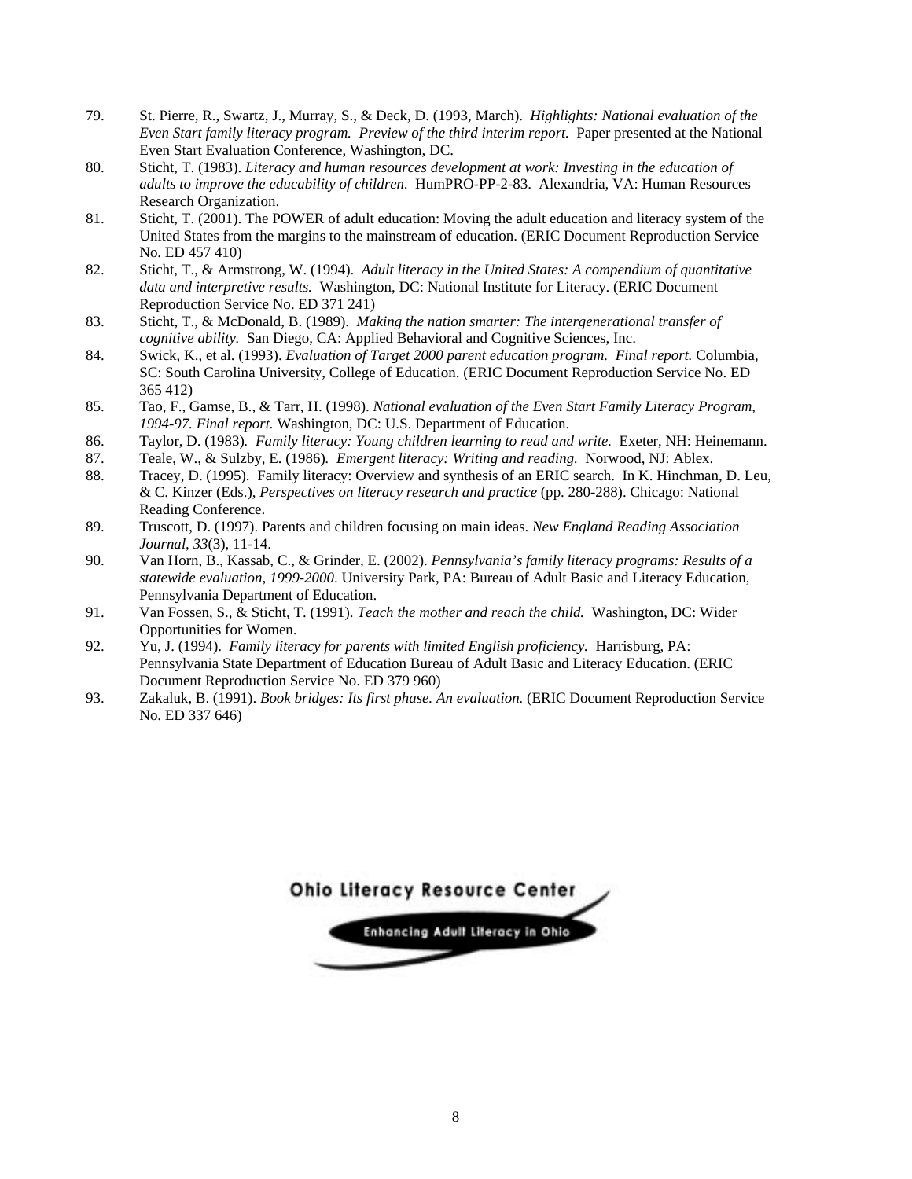79. St. Pierre, R., Swartz, J., Murray, S., & Deck, D. (1993, March). *Highlights: National evaluation of the Even Start family literacy program. Preview of the third interim report.* Paper presented at the National Even Start Evaluation Conference, Washington, DC.
80. Sticht, T. (1983). *Literacy and human resources development at work: Investing in the education of adults to improve the educability of children.* HumPRO-PP-2-83. Alexandria, VA: Human Resources Research Organization.
81. Sticht, T. (2001). The POWER of adult education: Moving the adult education and literacy system of the United States from the margins to the mainstream of education. (ERIC Document Reproduction Service No. ED 457 410)
82. Sticht, T., & Armstrong, W. (1994). *Adult literacy in the United States: A compendium of quantitative data and interpretive results.* Washington, DC: National Institute for Literacy. (ERIC Document Reproduction Service No. ED 371 241)
83. Sticht, T., & McDonald, B. (1989). *Making the nation smarter: The intergenerational transfer of cognitive ability.* San Diego, CA: Applied Behavioral and Cognitive Sciences, Inc.
84. Swick, K., et al. (1993). *Evaluation of Target 2000 parent education program. Final report.* Columbia, SC: South Carolina University, College of Education. (ERIC Document Reproduction Service No. ED 365 412)
85. Tao, F., Gamse, B., & Tarr, H. (1998). *National evaluation of the Even Start Family Literacy Program, 1994-97. Final report.* Washington, DC: U.S. Department of Education.
86. Taylor, D. (1983). *Family literacy: Young children learning to read and write.* Exeter, NH: Heinemann.
87. Teale, W., & Sulzby, E. (1986). *Emergent literacy: Writing and reading.* Norwood, NJ: Ablex.
88. Tracey, D. (1995). Family literacy: Overview and synthesis of an ERIC search. In K. Hinchman, D. Leu, & C. Kinzer (Eds.), *Perspectives on literacy research and practice* (pp. 280-288). Chicago: National Reading Conference.
89. Truscott, D. (1997). Parents and children focusing on main ideas. *New England Reading Association Journal, 33*(3), 11-14.
90. Van Horn, B., Kassab, C., & Grinder, E. (2002). *Pennsylvania's family literacy programs: Results of a statewide evaluation, 1999-2000*. University Park, PA: Bureau of Adult Basic and Literacy Education, Pennsylvania Department of Education.
91. Van Fossen, S., & Sticht, T. (1991). *Teach the mother and reach the child.* Washington, DC: Wider Opportunities for Women.
92. Yu, J. (1994). *Family literacy for parents with limited English proficiency.* Harrisburg, PA: Pennsylvania State Department of Education Bureau of Adult Basic and Literacy Education. (ERIC Document Reproduction Service No. ED 379 960)
93. Zakaluk, B. (1991). *Book bridges: Its first phase. An evaluation.* (ERIC Document Reproduction Service No. ED 337 646)

Ohio Literacy Resource Center

Enhancing Adult Literacy in Ohio